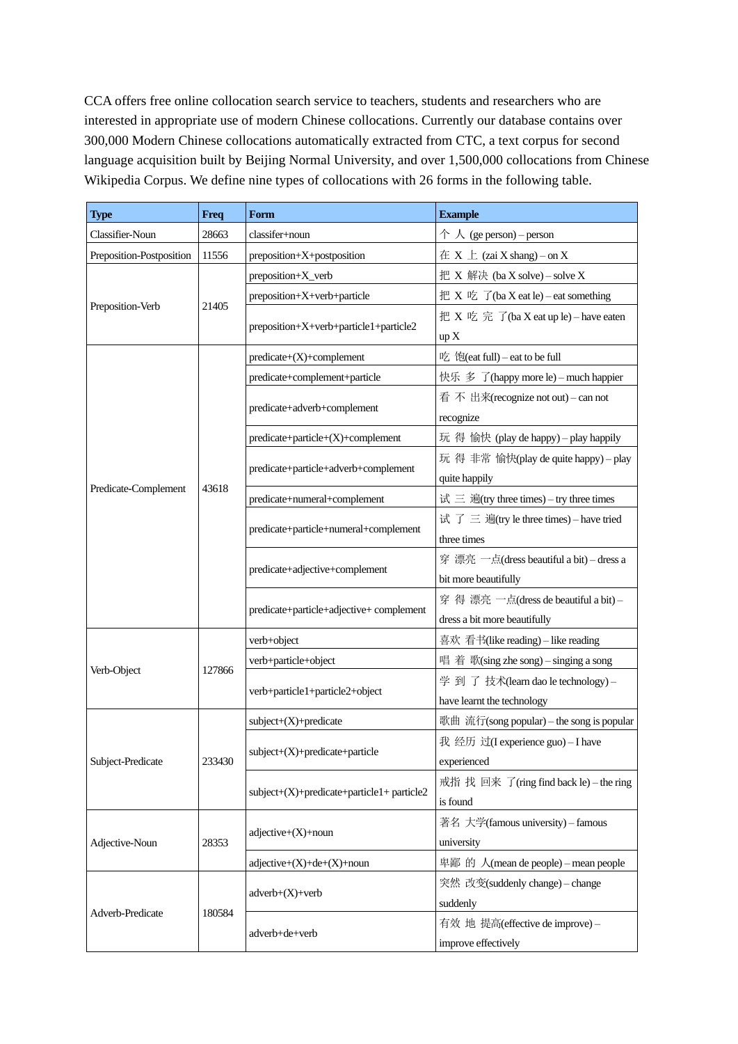CCA offers free online collocation search service to teachers, students and researchers who are interested in appropriate use of modern Chinese collocations. Currently our database contains over 300,000 Modern Chinese collocations automatically extracted from CTC, a text corpus for second language acquisition built by Beijing Normal University, and over 1,500,000 collocations from Chinese Wikipedia Corpus. We define nine types of collocations with 26 forms in the following table.

| Type | Freq | Form | Example |
|---|---|---|---|
| Classifier-Noun | 28663 | classifer+noun | 个 人 (ge person) – person |
| Preposition-Postposition | 11556 | preposition+X+postposition | 在 X 上 (zai X shang) – on X |
| Preposition-Verb | 21405 | preposition+X_verb | 把 X 解决 (ba X solve) – solve X |
| | | preposition+X+verb+particle | 把 X 吃 了(ba X eat le) – eat something |
| | | preposition+X+verb+particle1+particle2 | 把 X 吃 完 了(ba X eat up le) – have eaten up X |
| Predicate-Complement | 43618 | predicate+(X)+complement | 吃 饱(eat full) – eat to be full |
| | | predicate+complement+particle | 快乐 多 了(happy more le) – much happier |
| | | predicate+adverb+complement | 看 不 出来(recognize not out) – can not recognize |
| | | predicate+particle+(X)+complement | 玩 得 愉快 (play de happy) – play happily |
| | | predicate+particle+adverb+complement | 玩 得 非常 愉快(play de quite happy) – play quite happily |
| | | predicate+numeral+complement | 试 三 遍(try three times) – try three times |
| | | predicate+particle+numeral+complement | 试 了 三 遍(try le three times) – have tried three times |
| | | predicate+adjective+complement | 穿 漂亮 一点(dress beautiful a bit) – dress a bit more beautifully |
| | | predicate+particle+adjective+ complement | 穿 得 漂亮 一点(dress de beautiful a bit) – dress a bit more beautifully |
| Verb-Object | 127866 | verb+object | 喜欢 看书(like reading) – like reading |
| | | verb+particle+object | 唱 着 歌(sing zhe song) – singing a song |
| | | verb+particle1+particle2+object | 学 到 了 技术(learn dao le technology) – have learnt the technology |
| Subject-Predicate | 233430 | subject+(X)+predicate | 歌曲 流行(song popular) – the song is popular |
| | | subject+(X)+predicate+particle | 我 经历 过(I experience guo) – I have experienced |
| | | subject+(X)+predicate+particle1+ particle2 | 戒指 找 回来 了(ring find back le) – the ring is found |
| Adjective-Noun | 28353 | adjective+(X)+noun | 著名 大学(famous university) – famous university |
| | | adjective+(X)+de+(X)+noun | 卑鄙 的 人(mean de people) – mean people |
| Adverb-Predicate | 180584 | adverb+(X)+verb | 突然 改变(suddenly change) – change suddenly |
| | | adverb+de+verb | 有效 地 提高(effective de improve) – improve effectively |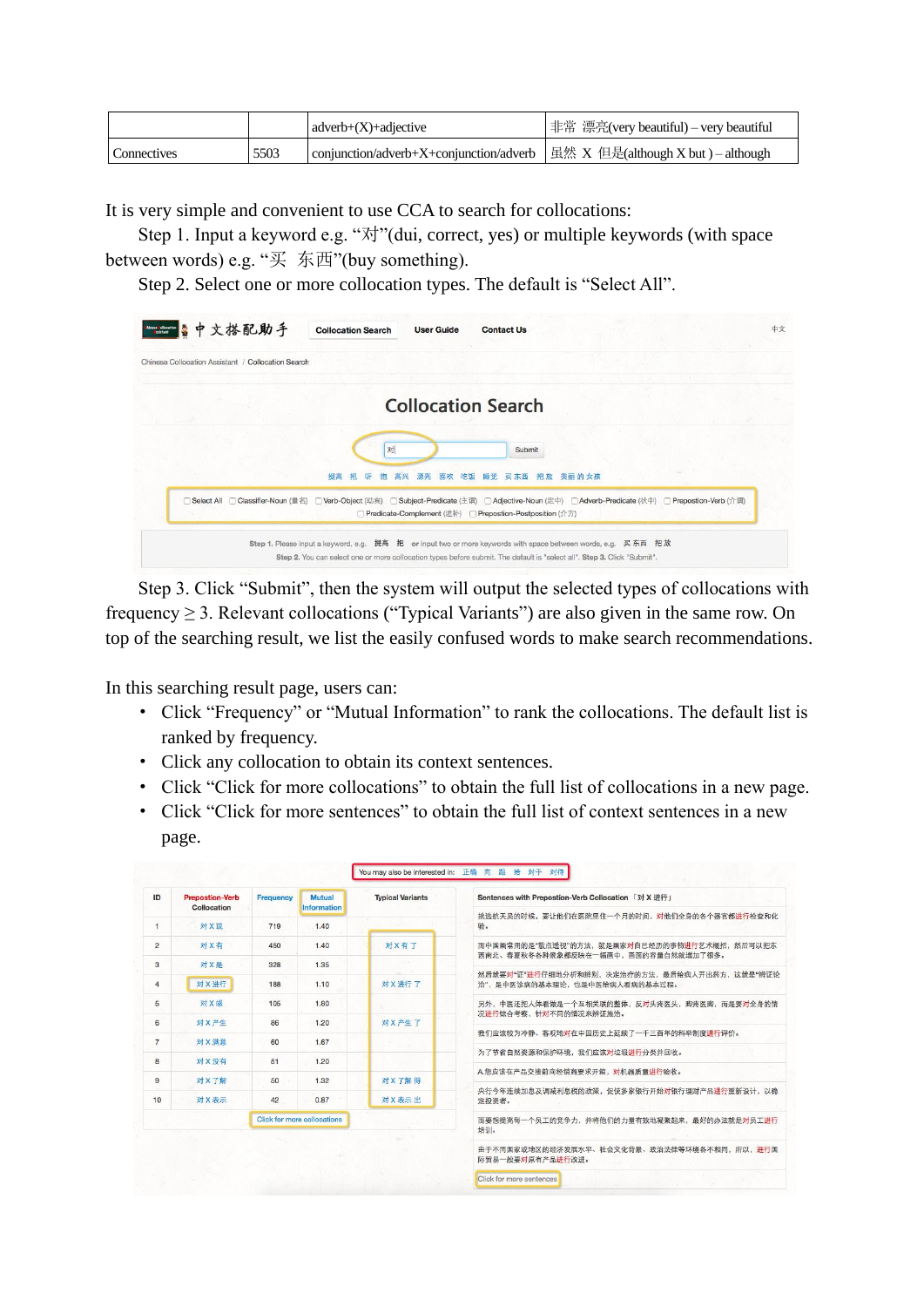|  |  | adverb+(X)+adjective | 非常 漂亮(very beautiful) – very beautiful |
| --- | --- | --- | --- |
| Connectives | 5503 | conjunction/adverb+X+conjunction/adverb | 虽然 X 但是(although X but ) – although |

It is very simple and convenient to use CCA to search for collocations:

Step 1. Input a keyword e.g. "对"(dui, correct, yes) or multiple keywords (with space between words) e.g. "买 东西"(buy something).

Step 2. Select one or more collocation types. The default is "Select All".

Step 3. Click "Submit", then the system will output the selected types of collocations with frequency ≥ 3. Relevant collocations ("Typical Variants") are also given in the same row. On top of the searching result, we list the easily confused words to make search recommendations.

In this searching result page, users can:

- Click "Frequency" or "Mutual Information" to rank the collocations. The default list is ranked by frequency.
- Click any collocation to obtain its context sentences.
- Click "Click for more collocations" to obtain the full list of collocations in a new page.
- Click "Click for more sentences" to obtain the full list of context sentences in a new page.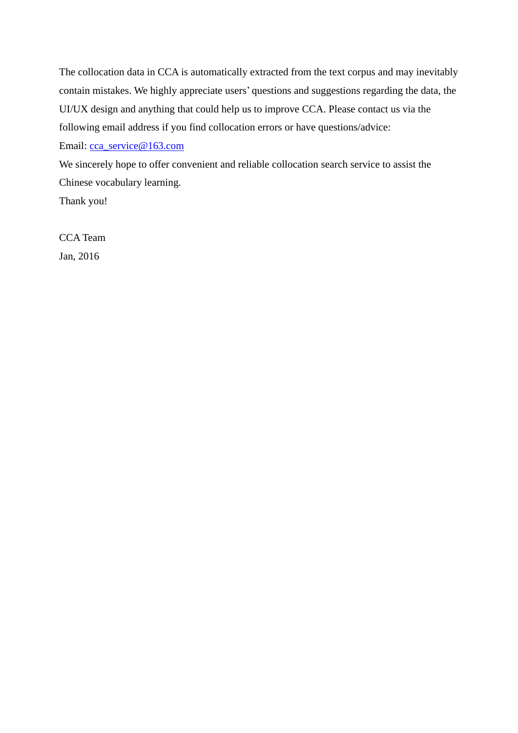The collocation data in CCA is automatically extracted from the text corpus and may inevitably contain mistakes. We highly appreciate users' questions and suggestions regarding the data, the UI/UX design and anything that could help us to improve CCA. Please contact us via the following email address if you find collocation errors or have questions/advice:

Email: [cca_service@163.com](mailto:cca_service@163.com)

We sincerely hope to offer convenient and reliable collocation search service to assist the Chinese vocabulary learning.

Thank you!

CCA Team

Jan, 2016